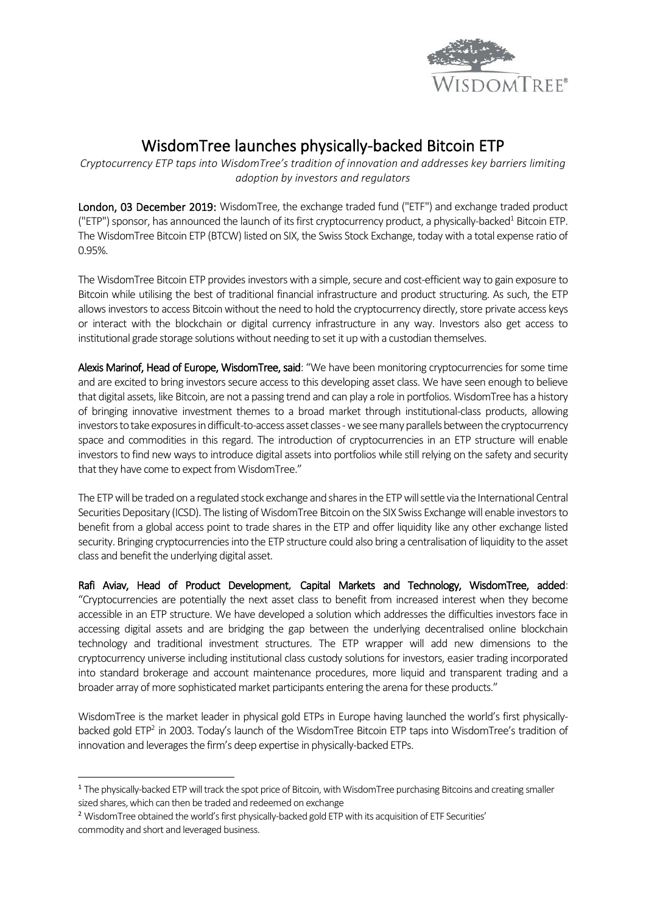# WisdomTree launches physically-backed Bitcoin ETP

*Cryptocurrency ETP taps into WisdomTree's tradition of innovation and addresses key barriers limiting adoption by investors and regulators*

**London, 03 December 2019:** WisdomTree, the exchange traded fund ("ETF") and exchange traded product ("ETP") sponsor, has announced the launch of its first cryptocurrency product, a physically-backed[1] Bitcoin ETP. The WisdomTree Bitcoin ETP (BTCW) listed on SIX, the Swiss Stock Exchange, today with a total expense ratio of 0.95%.

The WisdomTree Bitcoin ETP provides investors with a simple, secure and cost-efficient way to gain exposure to Bitcoin while utilising the best of traditional financial infrastructure and product structuring. As such, the ETP allows investors to access Bitcoin without the need to hold the cryptocurrency directly, store private access keys or interact with the blockchain or digital currency infrastructure in any way. Investors also get access to institutional grade storage solutions without needing to set it up with a custodian themselves.

**Alexis Marinof, Head of Europe, WisdomTree, said**: "We have been monitoring cryptocurrencies for some time and are excited to bring investors secure access to this developing asset class. We have seen enough to believe that digital assets, like Bitcoin, are not a passing trend and can play a role in portfolios. WisdomTree has a history of bringing innovative investment themes to a broad market through institutional-class products, allowing investors to take exposures in difficult-to-access asset classes - we see many parallels between the cryptocurrency space and commodities in this regard. The introduction of cryptocurrencies in an ETP structure will enable investors to find new ways to introduce digital assets into portfolios while still relying on the safety and security that they have come to expect from WisdomTree."

The ETP will be traded on a regulated stock exchange and shares in the ETP will settle via the International Central Securities Depositary (ICSD). The listing of WisdomTree Bitcoin on the SIX Swiss Exchange will enable investors to benefit from a global access point to trade shares in the ETP and offer liquidity like any other exchange listed security. Bringing cryptocurrencies into the ETP structure could also bring a centralisation of liquidity to the asset class and benefit the underlying digital asset.

**Rafi Aviav, Head of Product Development, Capital Markets and Technology, WisdomTree, added**: "Cryptocurrencies are potentially the next asset class to benefit from increased interest when they become accessible in an ETP structure. We have developed a solution which addresses the difficulties investors face in accessing digital assets and are bridging the gap between the underlying decentralised online blockchain technology and traditional investment structures. The ETP wrapper will add new dimensions to the cryptocurrency universe including institutional class custody solutions for investors, easier trading incorporated into standard brokerage and account maintenance procedures, more liquid and transparent trading and a broader array of more sophisticated market participants entering the arena for these products."

WisdomTree is the market leader in physical gold ETPs in Europe having launched the world's first physically-backed gold ETP[2] in 2003. Today's launch of the WisdomTree Bitcoin ETP taps into WisdomTree's tradition of innovation and leverages the firm's deep expertise in physically-backed ETPs.

---

[1] The physically-backed ETP will track the spot price of Bitcoin, with WisdomTree purchasing Bitcoins and creating smaller sized shares, which can then be traded and redeemed on exchange

[2] WisdomTree obtained the world's first physically-backed gold ETP with its acquisition of ETF Securities' commodity and short and leveraged business.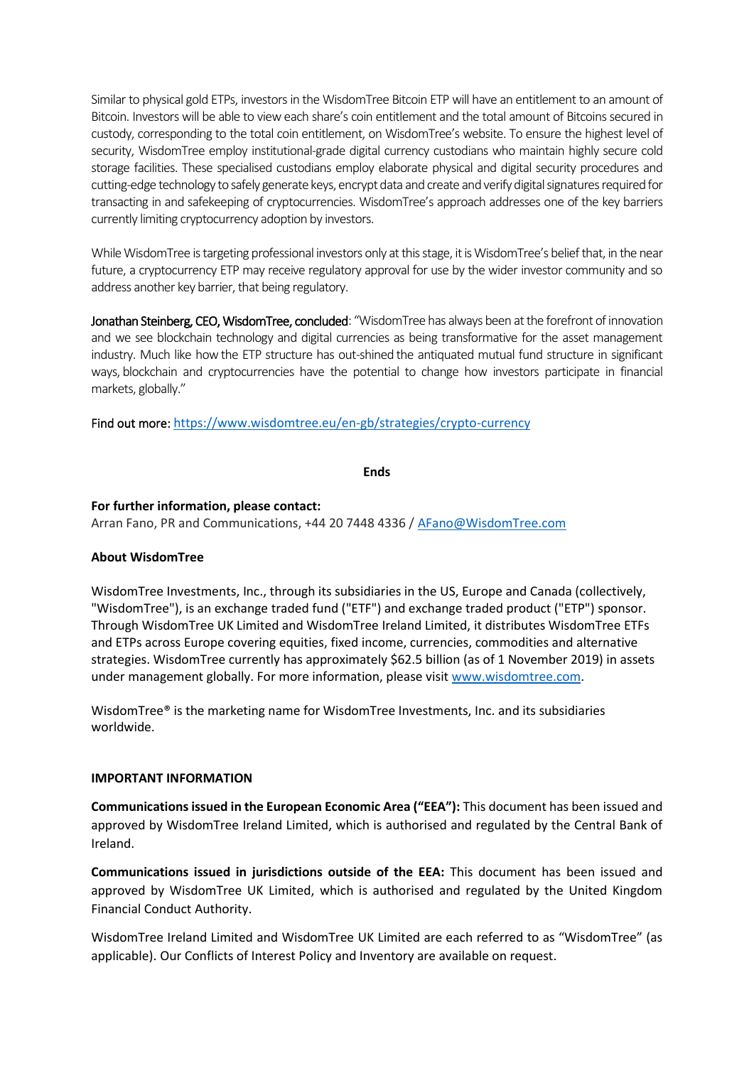Similar to physical gold ETPs, investors in the WisdomTree Bitcoin ETP will have an entitlement to an amount of Bitcoin. Investors will be able to view each share's coin entitlement and the total amount of Bitcoins secured in custody, corresponding to the total coin entitlement, on WisdomTree's website. To ensure the highest level of security, WisdomTree employ institutional-grade digital currency custodians who maintain highly secure cold storage facilities. These specialised custodians employ elaborate physical and digital security procedures and cutting-edge technology to safely generate keys, encrypt data and create and verify digital signatures required for transacting in and safekeeping of cryptocurrencies. WisdomTree's approach addresses one of the key barriers currently limiting cryptocurrency adoption by investors.

While WisdomTree is targeting professional investors only at this stage, it is WisdomTree's belief that, in the near future, a cryptocurrency ETP may receive regulatory approval for use by the wider investor community and so address another key barrier, that being regulatory.

**Jonathan Steinberg, CEO, WisdomTree, concluded**: "WisdomTree has always been at the forefront of innovation and we see blockchain technology and digital currencies as being transformative for the asset management industry. Much like how the ETP structure has out-shined the antiquated mutual fund structure in significant ways, blockchain and cryptocurrencies have the potential to change how investors participate in financial markets, globally."

Find out more: https://www.wisdomtree.eu/en-gb/strategies/crypto-currency

**Ends**

**For further information, please contact:**
Arran Fano, PR and Communications, +44 20 7448 4336 / AFano@WisdomTree.com

**About WisdomTree**

WisdomTree Investments, Inc., through its subsidiaries in the US, Europe and Canada (collectively, "WisdomTree"), is an exchange traded fund ("ETF") and exchange traded product ("ETP") sponsor. Through WisdomTree UK Limited and WisdomTree Ireland Limited, it distributes WisdomTree ETFs and ETPs across Europe covering equities, fixed income, currencies, commodities and alternative strategies. WisdomTree currently has approximately $62.5 billion (as of 1 November 2019) in assets under management globally. For more information, please visit www.wisdomtree.com.

WisdomTree® is the marketing name for WisdomTree Investments, Inc. and its subsidiaries worldwide.

**IMPORTANT INFORMATION**

**Communications issued in the European Economic Area ("EEA"):** This document has been issued and approved by WisdomTree Ireland Limited, which is authorised and regulated by the Central Bank of Ireland.

**Communications issued in jurisdictions outside of the EEA:** This document has been issued and approved by WisdomTree UK Limited, which is authorised and regulated by the United Kingdom Financial Conduct Authority.

WisdomTree Ireland Limited and WisdomTree UK Limited are each referred to as "WisdomTree" (as applicable). Our Conflicts of Interest Policy and Inventory are available on request.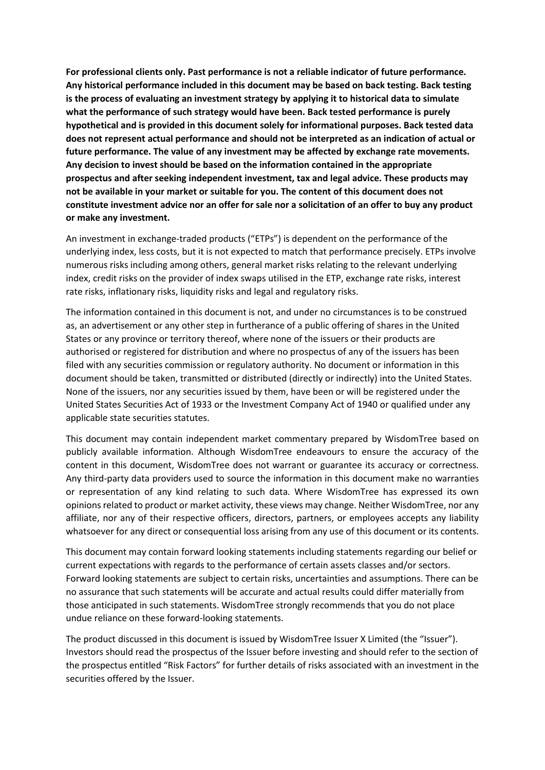**For professional clients only. Past performance is not a reliable indicator of future performance. Any historical performance included in this document may be based on back testing. Back testing is the process of evaluating an investment strategy by applying it to historical data to simulate what the performance of such strategy would have been. Back tested performance is purely hypothetical and is provided in this document solely for informational purposes. Back tested data does not represent actual performance and should not be interpreted as an indication of actual or future performance. The value of any investment may be affected by exchange rate movements. Any decision to invest should be based on the information contained in the appropriate prospectus and after seeking independent investment, tax and legal advice. These products may not be available in your market or suitable for you. The content of this document does not constitute investment advice nor an offer for sale nor a solicitation of an offer to buy any product or make any investment.**

An investment in exchange-traded products ("ETPs") is dependent on the performance of the underlying index, less costs, but it is not expected to match that performance precisely. ETPs involve numerous risks including among others, general market risks relating to the relevant underlying index, credit risks on the provider of index swaps utilised in the ETP, exchange rate risks, interest rate risks, inflationary risks, liquidity risks and legal and regulatory risks.

The information contained in this document is not, and under no circumstances is to be construed as, an advertisement or any other step in furtherance of a public offering of shares in the United States or any province or territory thereof, where none of the issuers or their products are authorised or registered for distribution and where no prospectus of any of the issuers has been filed with any securities commission or regulatory authority. No document or information in this document should be taken, transmitted or distributed (directly or indirectly) into the United States. None of the issuers, nor any securities issued by them, have been or will be registered under the United States Securities Act of 1933 or the Investment Company Act of 1940 or qualified under any applicable state securities statutes.

This document may contain independent market commentary prepared by WisdomTree based on publicly available information. Although WisdomTree endeavours to ensure the accuracy of the content in this document, WisdomTree does not warrant or guarantee its accuracy or correctness. Any third-party data providers used to source the information in this document make no warranties or representation of any kind relating to such data. Where WisdomTree has expressed its own opinions related to product or market activity, these views may change. Neither WisdomTree, nor any affiliate, nor any of their respective officers, directors, partners, or employees accepts any liability whatsoever for any direct or consequential loss arising from any use of this document or its contents.

This document may contain forward looking statements including statements regarding our belief or current expectations with regards to the performance of certain assets classes and/or sectors. Forward looking statements are subject to certain risks, uncertainties and assumptions. There can be no assurance that such statements will be accurate and actual results could differ materially from those anticipated in such statements. WisdomTree strongly recommends that you do not place undue reliance on these forward-looking statements.

The product discussed in this document is issued by WisdomTree Issuer X Limited (the "Issuer"). Investors should read the prospectus of the Issuer before investing and should refer to the section of the prospectus entitled "Risk Factors" for further details of risks associated with an investment in the securities offered by the Issuer.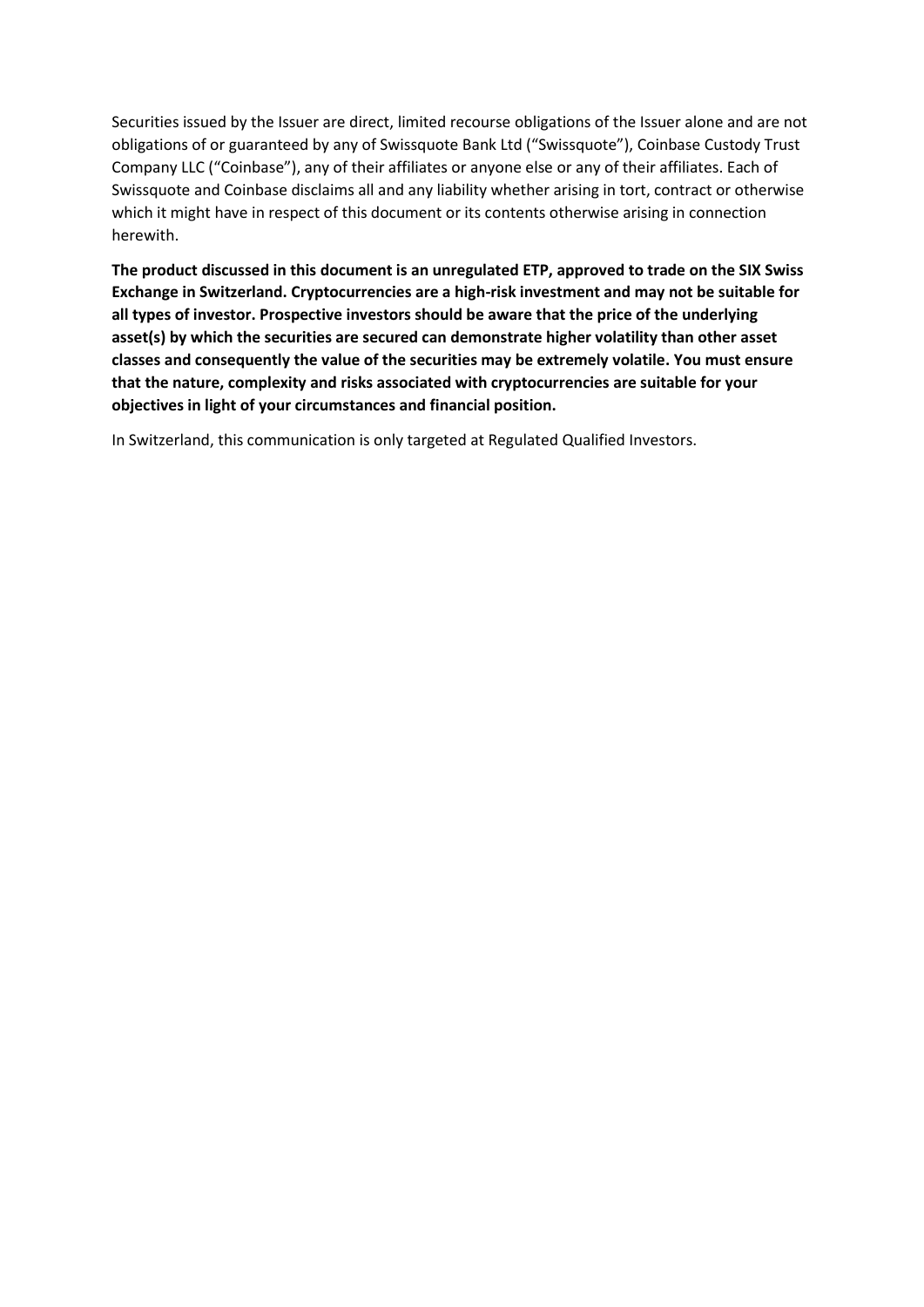Securities issued by the Issuer are direct, limited recourse obligations of the Issuer alone and are not obligations of or guaranteed by any of Swissquote Bank Ltd ("Swissquote"), Coinbase Custody Trust Company LLC ("Coinbase"), any of their affiliates or anyone else or any of their affiliates. Each of Swissquote and Coinbase disclaims all and any liability whether arising in tort, contract or otherwise which it might have in respect of this document or its contents otherwise arising in connection herewith.

**The product discussed in this document is an unregulated ETP, approved to trade on the SIX Swiss Exchange in Switzerland. Cryptocurrencies are a high-risk investment and may not be suitable for all types of investor. Prospective investors should be aware that the price of the underlying asset(s) by which the securities are secured can demonstrate higher volatility than other asset classes and consequently the value of the securities may be extremely volatile. You must ensure that the nature, complexity and risks associated with cryptocurrencies are suitable for your objectives in light of your circumstances and financial position.**

In Switzerland, this communication is only targeted at Regulated Qualified Investors.